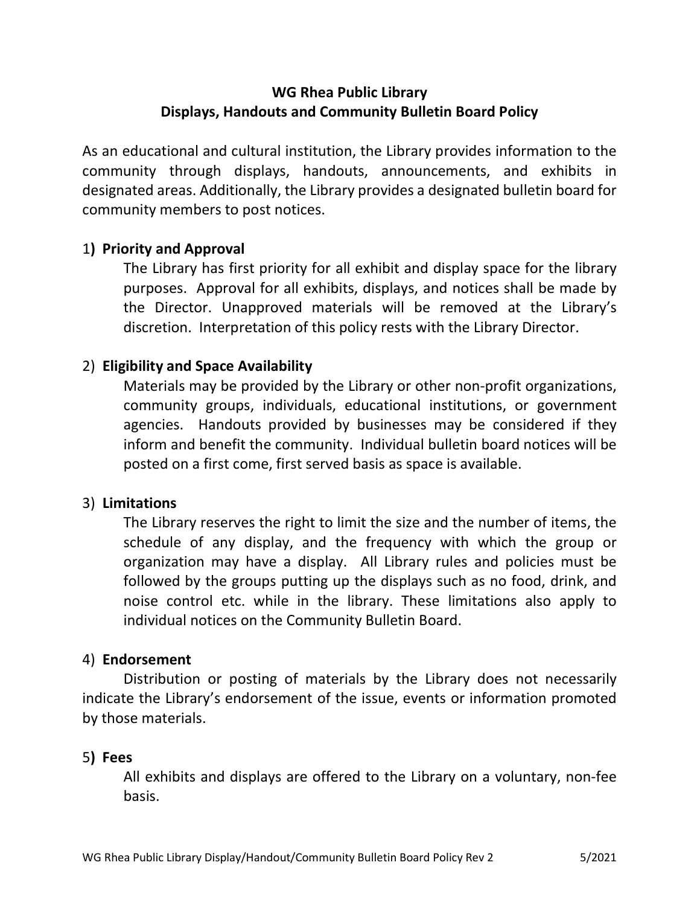# WG Rhea Public Library
## Displays, Handouts and Community Bulletin Board Policy

As an educational and cultural institution, the Library provides information to the community through displays, handouts, announcements, and exhibits in designated areas. Additionally, the Library provides a designated bulletin board for community members to post notices.

1) **Priority and Approval**

The Library has first priority for all exhibit and display space for the library purposes. Approval for all exhibits, displays, and notices shall be made by the Director. Unapproved materials will be removed at the Library's discretion. Interpretation of this policy rests with the Library Director.

2) **Eligibility and Space Availability**

Materials may be provided by the Library or other non-profit organizations, community groups, individuals, educational institutions, or government agencies. Handouts provided by businesses may be considered if they inform and benefit the community. Individual bulletin board notices will be posted on a first come, first served basis as space is available.

3) **Limitations**

The Library reserves the right to limit the size and the number of items, the schedule of any display, and the frequency with which the group or organization may have a display. All Library rules and policies must be followed by the groups putting up the displays such as no food, drink, and noise control etc. while in the library. These limitations also apply to individual notices on the Community Bulletin Board.

4) **Endorsement**

Distribution or posting of materials by the Library does not necessarily indicate the Library's endorsement of the issue, events or information promoted by those materials.

5) **Fees**

All exhibits and displays are offered to the Library on a voluntary, non-fee basis.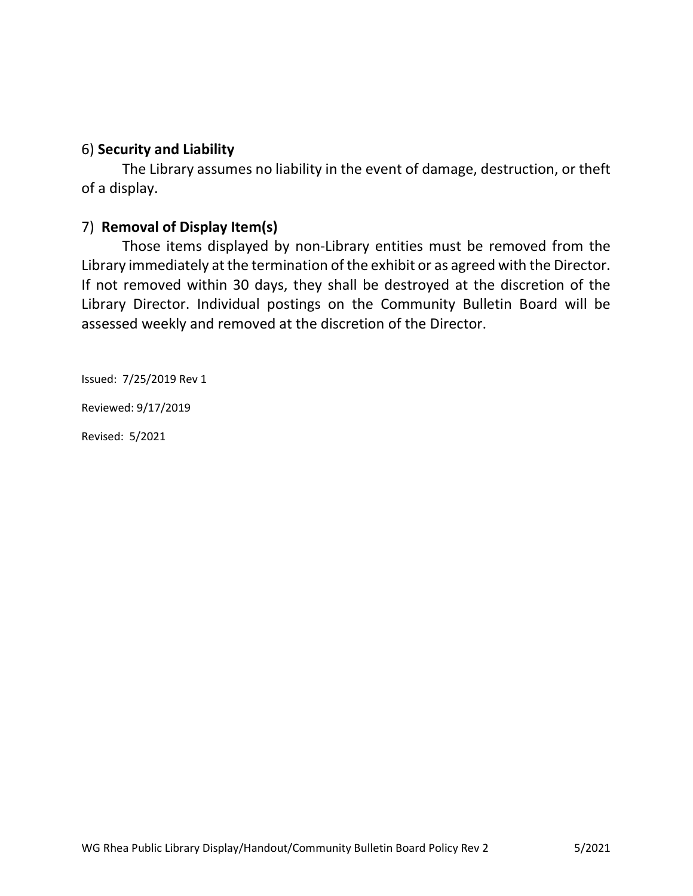6) **Security and Liability**

The Library assumes no liability in the event of damage, destruction, or theft of a display.

7) **Removal of Display Item(s)**

Those items displayed by non-Library entities must be removed from the Library immediately at the termination of the exhibit or as agreed with the Director. If not removed within 30 days, they shall be destroyed at the discretion of the Library Director. Individual postings on the Community Bulletin Board will be assessed weekly and removed at the discretion of the Director.

Issued: 7/25/2019 Rev 1

Reviewed: 9/17/2019

Revised: 5/2021